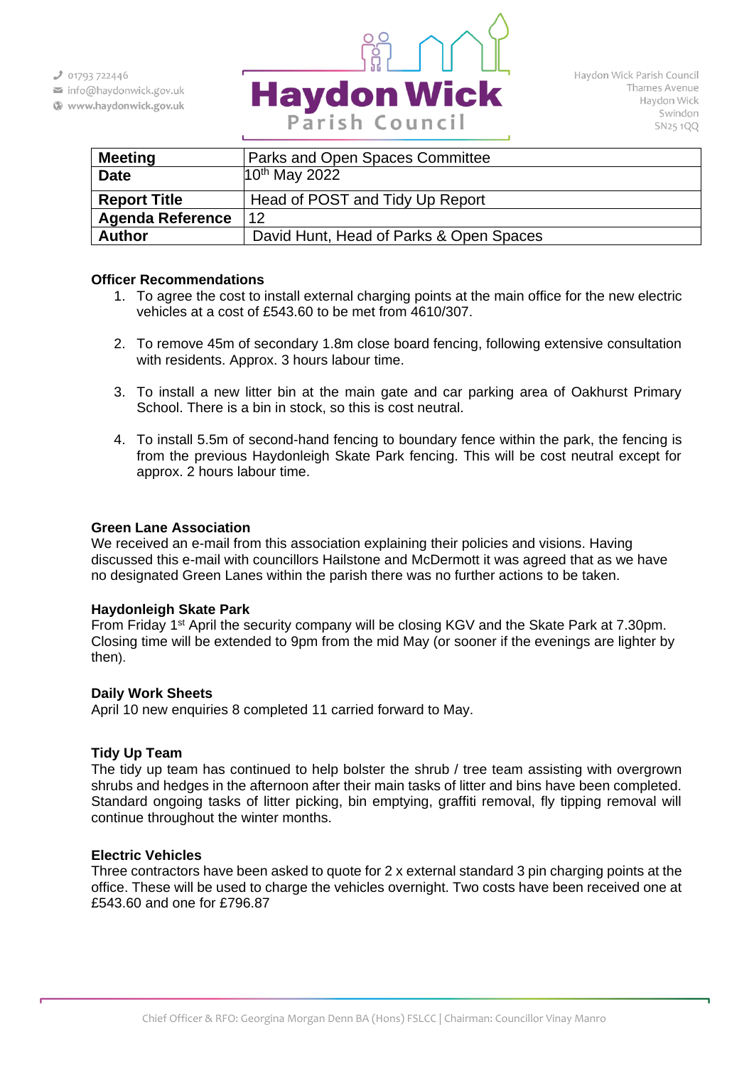01793 722446
info@haydonwick.gov.uk
www.haydonwick.gov.uk

**Haydon Wick**
Parish Council

Haydon Wick Parish Council
Thames Avenue
Haydon Wick
Swindon
SN25 1QQ

| | |
|---|---|
| **Meeting** | Parks and Open Spaces Committee |
| **Date** | 10th May 2022 |
| **Report Title** | Head of POST and Tidy Up Report |
| **Agenda Reference** | 12 |
| **Author** | David Hunt, Head of Parks & Open Spaces |

**Officer Recommendations**

1. To agree the cost to install external charging points at the main office for the new electric vehicles at a cost of £543.60 to be met from 4610/307.

2. To remove 45m of secondary 1.8m close board fencing, following extensive consultation with residents. Approx. 3 hours labour time.

3. To install a new litter bin at the main gate and car parking area of Oakhurst Primary School. There is a bin in stock, so this is cost neutral.

4. To install 5.5m of second-hand fencing to boundary fence within the park, the fencing is from the previous Haydonleigh Skate Park fencing. This will be cost neutral except for approx. 2 hours labour time.

**Green Lane Association**
We received an e-mail from this association explaining their policies and visions. Having discussed this e-mail with councillors Hailstone and McDermott it was agreed that as we have no designated Green Lanes within the parish there was no further actions to be taken.

**Haydonleigh Skate Park**
From Friday 1st April the security company will be closing KGV and the Skate Park at 7.30pm. Closing time will be extended to 9pm from the mid May (or sooner if the evenings are lighter by then).

**Daily Work Sheets**
April 10 new enquiries 8 completed 11 carried forward to May.

**Tidy Up Team**
The tidy up team has continued to help bolster the shrub / tree team assisting with overgrown shrubs and hedges in the afternoon after their main tasks of litter and bins have been completed. Standard ongoing tasks of litter picking, bin emptying, graffiti removal, fly tipping removal will continue throughout the winter months.

**Electric Vehicles**
Three contractors have been asked to quote for 2 x external standard 3 pin charging points at the office. These will be used to charge the vehicles overnight. Two costs have been received one at £543.60 and one for £796.87

Chief Officer & RFO: Georgina Morgan Denn BA (Hons) FSLCC | Chairman: Councillor Vinay Manro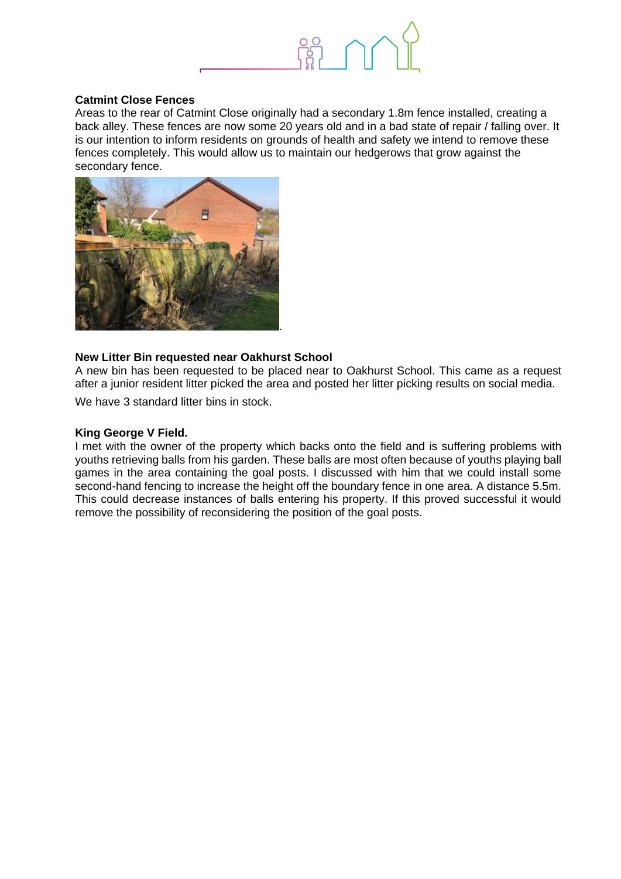**Catmint Close Fences**

Areas to the rear of Catmint Close originally had a secondary 1.8m fence installed, creating a back alley. These fences are now some 20 years old and in a bad state of repair / falling over. It is our intention to inform residents on grounds of health and safety we intend to remove these fences completely. This would allow us to maintain our hedgerows that grow against the secondary fence.

**New Litter Bin requested near Oakhurst School**

A new bin has been requested to be placed near to Oakhurst School. This came as a request after a junior resident litter picked the area and posted her litter picking results on social media.

We have 3 standard litter bins in stock.

**King George V Field.**

I met with the owner of the property which backs onto the field and is suffering problems with youths retrieving balls from his garden. These balls are most often because of youths playing ball games in the area containing the goal posts. I discussed with him that we could install some second-hand fencing to increase the height off the boundary fence in one area. A distance 5.5m. This could decrease instances of balls entering his property. If this proved successful it would remove the possibility of reconsidering the position of the goal posts.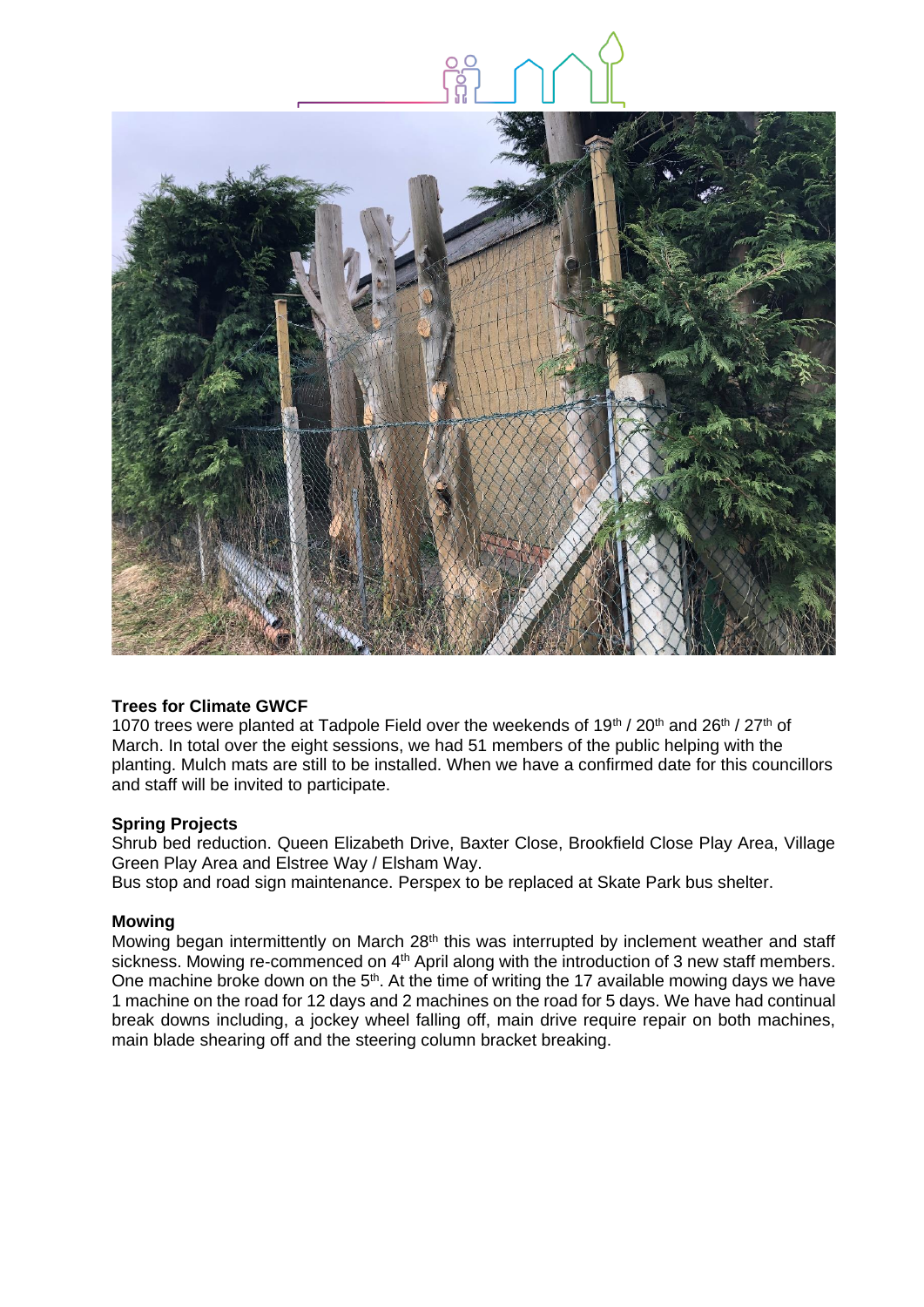**Trees for Climate GWCF**

1070 trees were planted at Tadpole Field over the weekends of 19th / 20th and 26th / 27th of March. In total over the eight sessions, we had 51 members of the public helping with the planting. Mulch mats are still to be installed. When we have a confirmed date for this councillors and staff will be invited to participate.

**Spring Projects**

Shrub bed reduction. Queen Elizabeth Drive, Baxter Close, Brookfield Close Play Area, Village Green Play Area and Elstree Way / Elsham Way.

Bus stop and road sign maintenance. Perspex to be replaced at Skate Park bus shelter.

**Mowing**

Mowing began intermittently on March 28th this was interrupted by inclement weather and staff sickness. Mowing re-commenced on 4th April along with the introduction of 3 new staff members. One machine broke down on the 5th. At the time of writing the 17 available mowing days we have 1 machine on the road for 12 days and 2 machines on the road for 5 days. We have had continual break downs including, a jockey wheel falling off, main drive require repair on both machines, main blade shearing off and the steering column bracket breaking.